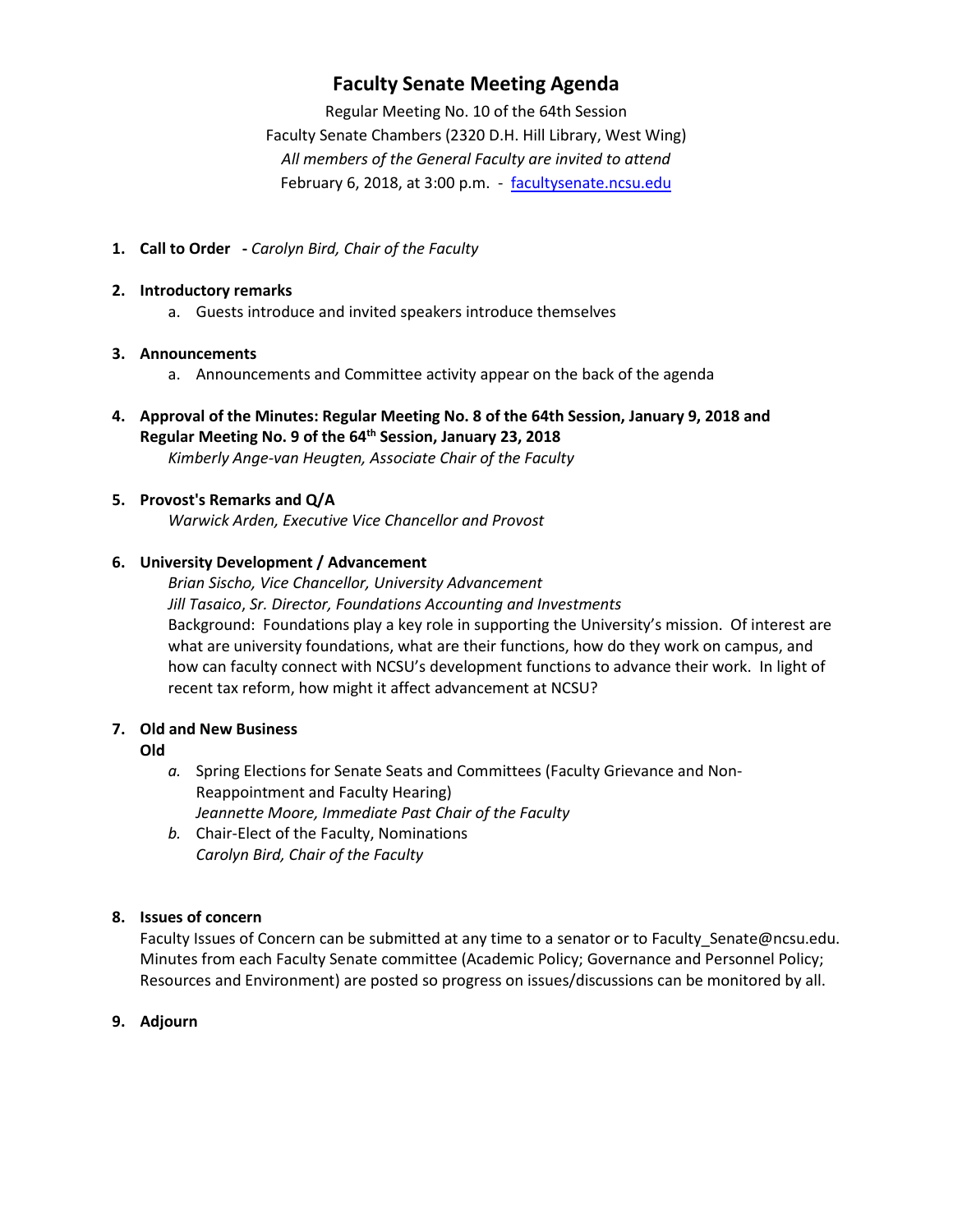# Faculty Senate Meeting Agenda

Regular Meeting No. 10 of the 64th Session
Faculty Senate Chambers (2320 D.H. Hill Library, West Wing)
*All members of the General Faculty are invited to attend*
February 6, 2018, at 3:00 p.m. - [facultysenate.ncsu.edu](facultysenate.ncsu.edu)

1. **Call to Order** - *Carolyn Bird, Chair of the Faculty*

2. **Introductory remarks**
   a. Guests introduce and invited speakers introduce themselves

3. **Announcements**
   a. Announcements and Committee activity appear on the back of the agenda

4. **Approval of the Minutes: Regular Meeting No. 8 of the 64th Session, January 9, 2018 and Regular Meeting No. 9 of the 64th Session, January 23, 2018**
   *Kimberly Ange-van Heugten, Associate Chair of the Faculty*

5. **Provost's Remarks and Q/A**
   *Warwick Arden, Executive Vice Chancellor and Provost*

6. **University Development / Advancement**
   *Brian Sischo, Vice Chancellor, University Advancement*
   *Jill Tasaico, Sr. Director, Foundations Accounting and Investments*
   Background: Foundations play a key role in supporting the University's mission. Of interest are what are university foundations, what are their functions, how do they work on campus, and how can faculty connect with NCSU's development functions to advance their work. In light of recent tax reform, how might it affect advancement at NCSU?

7. **Old and New Business**
   **Old**
   *a.* Spring Elections for Senate Seats and Committees (Faculty Grievance and Non-Reappointment and Faculty Hearing)
   *Jeannette Moore, Immediate Past Chair of the Faculty*
   *b.* Chair-Elect of the Faculty, Nominations
   *Carolyn Bird, Chair of the Faculty*

8. **Issues of concern**
   Faculty Issues of Concern can be submitted at any time to a senator or to Faculty_Senate@ncsu.edu. Minutes from each Faculty Senate committee (Academic Policy; Governance and Personnel Policy; Resources and Environment) are posted so progress on issues/discussions can be monitored by all.

9. **Adjourn**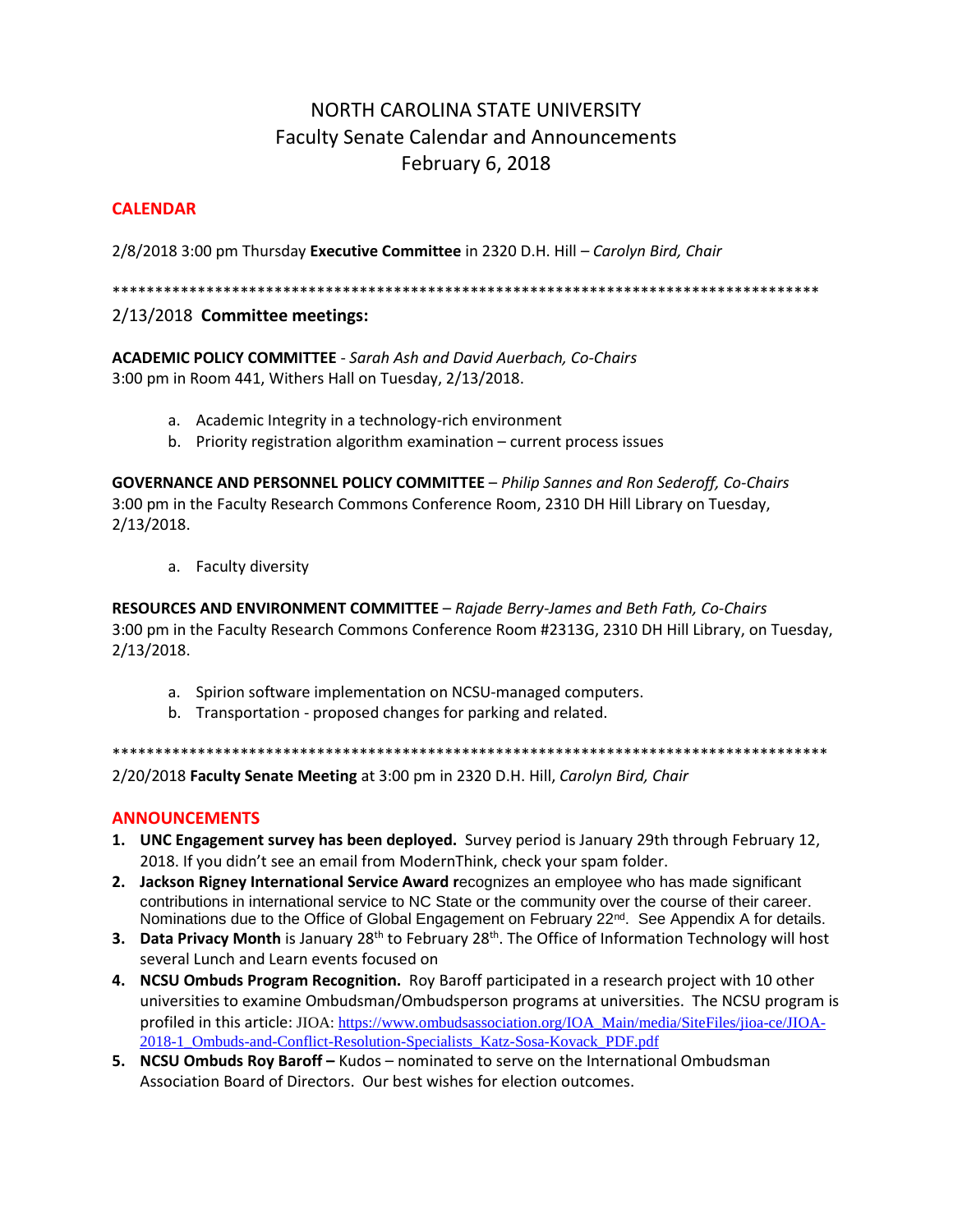# NORTH CAROLINA STATE UNIVERSITY
## Faculty Senate Calendar and Announcements
## February 6, 2018

### CALENDAR

2/8/2018 3:00 pm Thursday **Executive Committee** in 2320 D.H. Hill – *Carolyn Bird, Chair*

**************************************************************************************

2/13/2018 **Committee meetings:**

**ACADEMIC POLICY COMMITTEE** - *Sarah Ash and David Auerbach, Co-Chairs*
3:00 pm in Room 441, Withers Hall on Tuesday, 2/13/2018.

a. Academic Integrity in a technology-rich environment
b. Priority registration algorithm examination – current process issues

**GOVERNANCE AND PERSONNEL POLICY COMMITTEE** – *Philip Sannes and Ron Sederoff, Co-Chairs*
3:00 pm in the Faculty Research Commons Conference Room, 2310 DH Hill Library on Tuesday, 2/13/2018.

a. Faculty diversity

**RESOURCES AND ENVIRONMENT COMMITTEE** – *Rajade Berry-James and Beth Fath, Co-Chairs*
3:00 pm in the Faculty Research Commons Conference Room #2313G, 2310 DH Hill Library, on Tuesday, 2/13/2018.

a. Spirion software implementation on NCSU-managed computers.
b. Transportation - proposed changes for parking and related.

**************************************************************************************

2/20/2018 **Faculty Senate Meeting** at 3:00 pm in 2320 D.H. Hill, *Carolyn Bird, Chair*

### ANNOUNCEMENTS

1. **UNC Engagement survey has been deployed.** Survey period is January 29th through February 12, 2018. If you didn't see an email from ModernThink, check your spam folder.
2. **Jackson Rigney International Service Award r**ecognizes an employee who has made significant contributions in international service to NC State or the community over the course of their career. Nominations due to the Office of Global Engagement on February 22nd. See Appendix A for details.
3. **Data Privacy Month** is January 28th to February 28th. The Office of Information Technology will host several Lunch and Learn events focused on
4. **NCSU Ombuds Program Recognition.** Roy Baroff participated in a research project with 10 other universities to examine Ombudsman/Ombudsperson programs at universities. The NCSU program is profiled in this article: JIOA: https://www.ombudsassociation.org/IOA_Main/media/SiteFiles/jioa-ce/JIOA-2018-1_Ombuds-and-Conflict-Resolution-Specialists_Katz-Sosa-Kovack_PDF.pdf
5. **NCSU Ombuds Roy Baroff –** Kudos – nominated to serve on the International Ombudsman Association Board of Directors. Our best wishes for election outcomes.